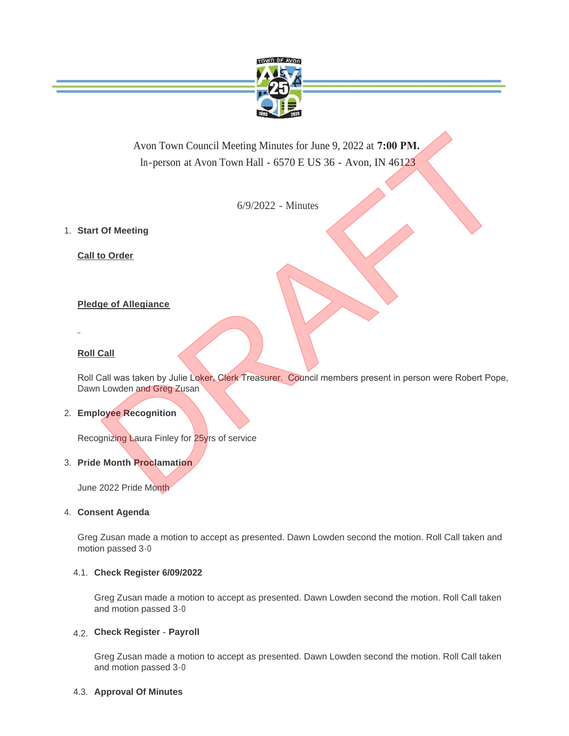Avon Town Council Meeting Minutes for June 9, 2022 at **7:00 PM.**
In-person at Avon Town Hall - 6570 E US 36 - Avon, IN 46123

6/9/2022 - Minutes

1. **Start Of Meeting**

   **Call to Order**

   **Pledge of Allegiance**

   **Roll Call**

   Roll Call was taken by Julie Loker, Clerk Treasurer. Council members present in person were Robert Pope, Dawn Lowden and Greg Zusan

2. **Employee Recognition**

   Recognizing Laura Finley for 25yrs of service

3. **Pride Month Proclamation**

   June 2022 Pride Month

4. **Consent Agenda**

   Greg Zusan made a motion to accept as presented. Dawn Lowden second the motion. Roll Call taken and motion passed 3-0

   4.1. **Check Register 6/09/2022**

   Greg Zusan made a motion to accept as presented. Dawn Lowden second the motion. Roll Call taken and motion passed 3-0

   4.2. **Check Register - Payroll**

   Greg Zusan made a motion to accept as presented. Dawn Lowden second the motion. Roll Call taken and motion passed 3-0

   4.3. **Approval Of Minutes**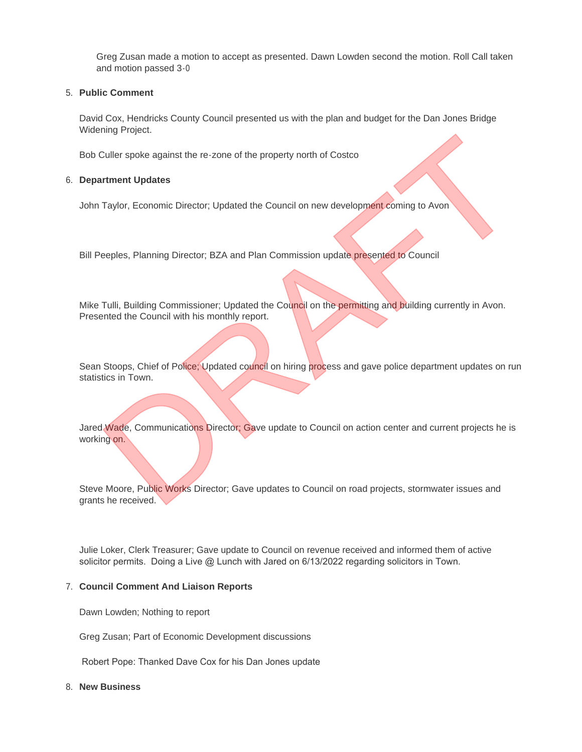Greg Zusan made a motion to accept as presented. Dawn Lowden second the motion. Roll Call taken and motion passed 3-0

5. **Public Comment**

   David Cox, Hendricks County Council presented us with the plan and budget for the Dan Jones Bridge Widening Project.

   Bob Culler spoke against the re-zone of the property north of Costco

6. **Department Updates**

   John Taylor, Economic Director; Updated the Council on new development coming to Avon

   Bill Peeples, Planning Director; BZA and Plan Commission update presented to Council

   Mike Tulli, Building Commissioner; Updated the Council on the permitting and building currently in Avon. Presented the Council with his monthly report.

   Sean Stoops, Chief of Police; Updated council on hiring process and gave police department updates on run statistics in Town.

   Jared Wade, Communications Director; Gave update to Council on action center and current projects he is working on.

   Steve Moore, Public Works Director; Gave updates to Council on road projects, stormwater issues and grants he received.

   Julie Loker, Clerk Treasurer; Gave update to Council on revenue received and informed them of active solicitor permits. Doing a Live @ Lunch with Jared on 6/13/2022 regarding solicitors in Town.

7. **Council Comment And Liaison Reports**

   Dawn Lowden; Nothing to report

   Greg Zusan; Part of Economic Development discussions

   Robert Pope: Thanked Dave Cox for his Dan Jones update

8. **New Business**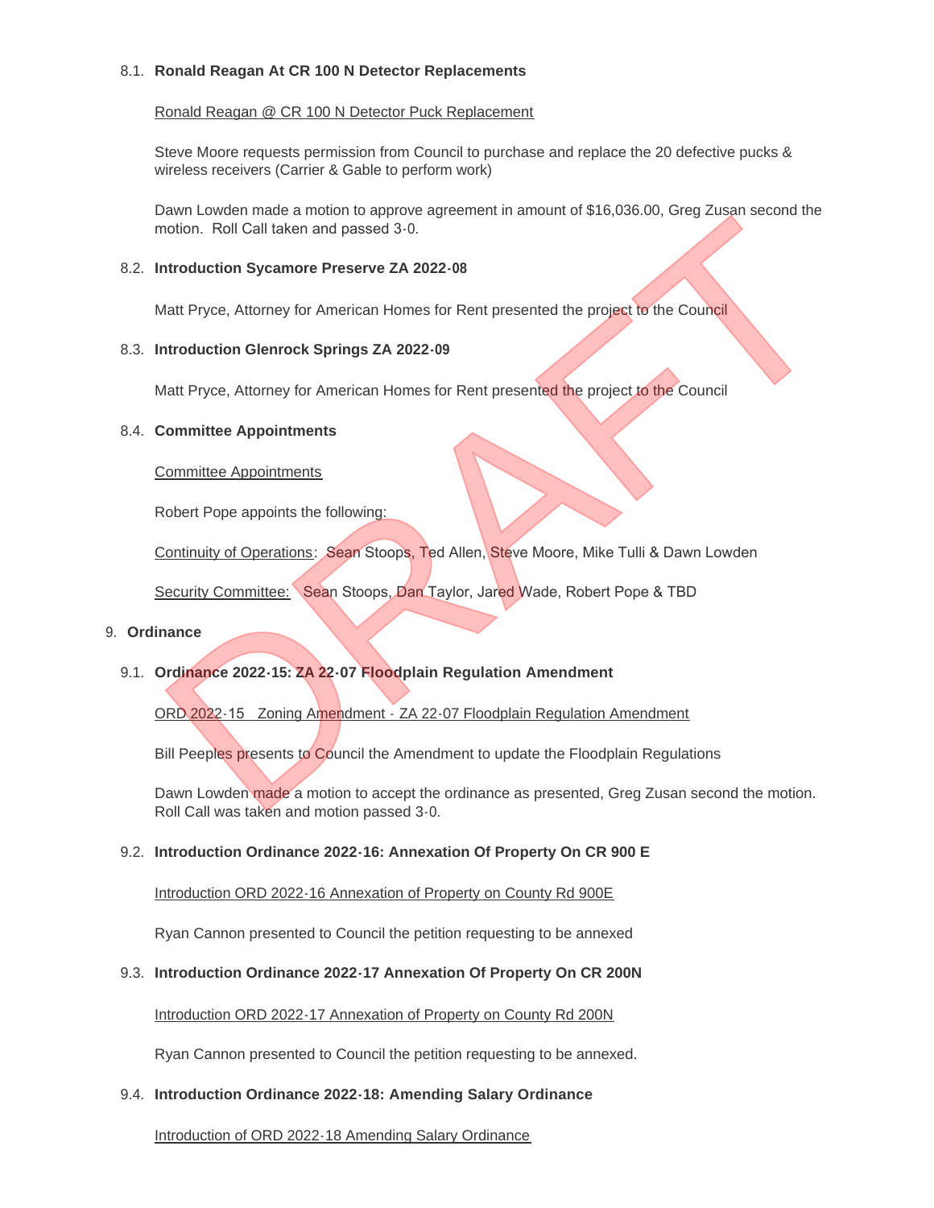8.1. **Ronald Reagan At CR 100 N Detector Replacements**

Ronald Reagan @ CR 100 N Detector Puck Replacement

Steve Moore requests permission from Council to purchase and replace the 20 defective pucks & wireless receivers (Carrier & Gable to perform work)

Dawn Lowden made a motion to approve agreement in amount of $16,036.00, Greg Zusan second the motion. Roll Call taken and passed 3-0.

8.2. **Introduction Sycamore Preserve ZA 2022-08**

Matt Pryce, Attorney for American Homes for Rent presented the project to the Council

8.3. **Introduction Glenrock Springs ZA 2022-09**

Matt Pryce, Attorney for American Homes for Rent presented the project to the Council

8.4. **Committee Appointments**

Committee Appointments

Robert Pope appoints the following:

Continuity of Operations: Sean Stoops, Ted Allen, Steve Moore, Mike Tulli & Dawn Lowden

Security Committee: Sean Stoops, Dan Taylor, Jared Wade, Robert Pope & TBD

9. **Ordinance**

9.1. **Ordinance 2022-15: ZA 22-07 Floodplain Regulation Amendment**

ORD 2022-15 Zoning Amendment - ZA 22-07 Floodplain Regulation Amendment

Bill Peeples presents to Council the Amendment to update the Floodplain Regulations

Dawn Lowden made a motion to accept the ordinance as presented, Greg Zusan second the motion. Roll Call was taken and motion passed 3-0.

9.2. **Introduction Ordinance 2022-16: Annexation Of Property On CR 900 E**

Introduction ORD 2022-16 Annexation of Property on County Rd 900E

Ryan Cannon presented to Council the petition requesting to be annexed

9.3. **Introduction Ordinance 2022-17 Annexation Of Property On CR 200N**

Introduction ORD 2022-17 Annexation of Property on County Rd 200N

Ryan Cannon presented to Council the petition requesting to be annexed.

9.4. **Introduction Ordinance 2022-18: Amending Salary Ordinance**

Introduction of ORD 2022-18 Amending Salary Ordinance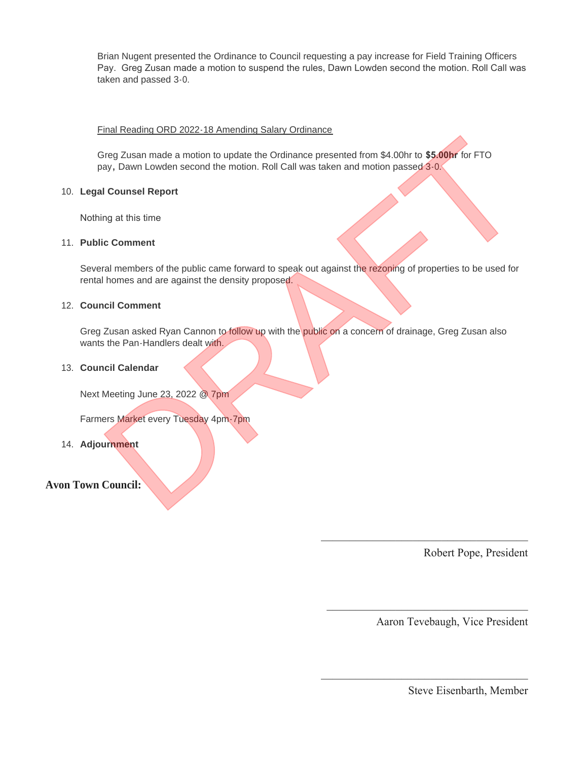Brian Nugent presented the Ordinance to Council requesting a pay increase for Field Training Officers Pay. Greg Zusan made a motion to suspend the rules, Dawn Lowden second the motion. Roll Call was taken and passed 3-0.

Final Reading ORD 2022-18 Amending Salary Ordinance

Greg Zusan made a motion to update the Ordinance presented from $4.00hr to **$5.00hr** for FTO pay, Dawn Lowden second the motion. Roll Call was taken and motion passed 3-0.

10. **Legal Counsel Report**

    Nothing at this time

11. **Public Comment**

    Several members of the public came forward to speak out against the rezoning of properties to be used for rental homes and are against the density proposed.

12. **Council Comment**

    Greg Zusan asked Ryan Cannon to follow up with the public on a concern of drainage, Greg Zusan also wants the Pan-Handlers dealt with.

13. **Council Calendar**

    Next Meeting June 23, 2022 @ 7pm

    Farmers Market every Tuesday 4pm-7pm

14. **Adjournment**

**Avon Town Council:**

\_\_\_\_\_\_\_\_\_\_\_\_\_\_\_\_\_\_\_\_\_\_\_\_\_\_\_\_\_\_\_\_

Robert Pope, President

\_\_\_\_\_\_\_\_\_\_\_\_\_\_\_\_\_\_\_\_\_\_\_\_\_\_\_\_\_\_\_\_

Aaron Tevebaugh, Vice President

\_\_\_\_\_\_\_\_\_\_\_\_\_\_\_\_\_\_\_\_\_\_\_\_\_\_\_\_\_\_\_\_

Steve Eisenbarth, Member

DRAFT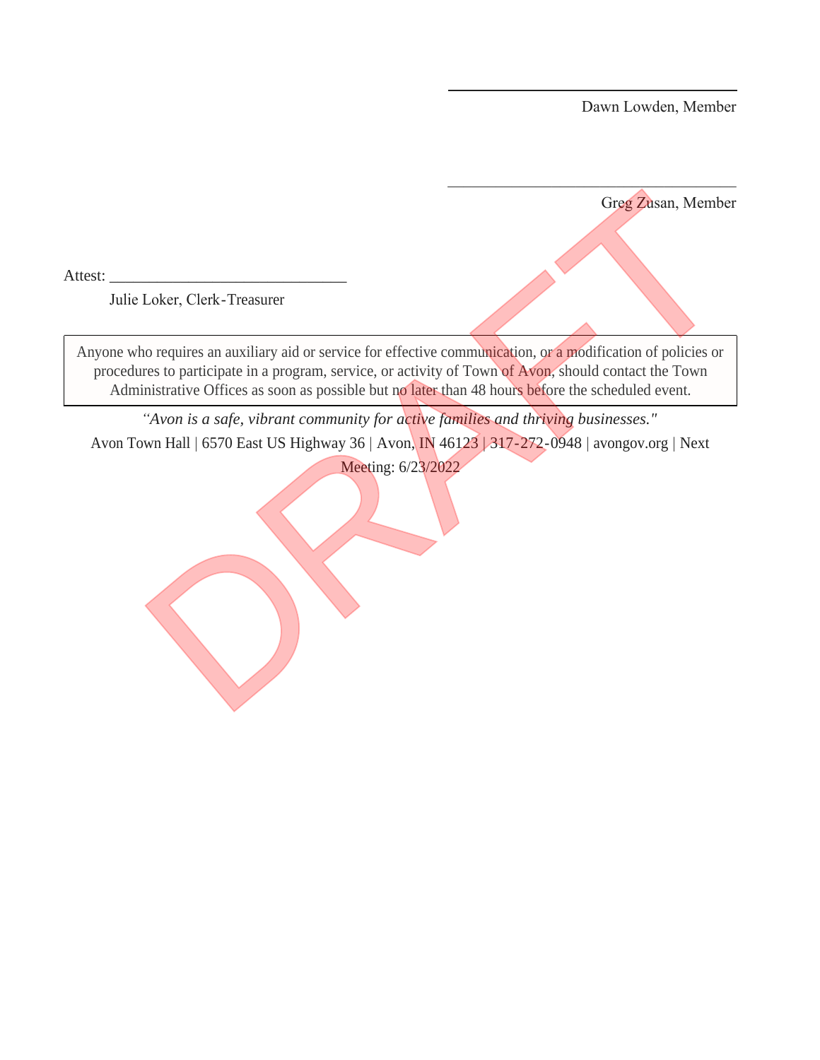\_\_\_\_\_\_\_\_\_\_\_\_\_\_\_\_\_\_\_\_\_\_\_\_\_\_\_\_\_\_

Dawn Lowden, Member

\_\_\_\_\_\_\_\_\_\_\_\_\_\_\_\_\_\_\_\_\_\_\_\_\_\_\_\_\_\_

Greg Zusan, Member

Attest: \_\_\_\_\_\_\_\_\_\_\_\_\_\_\_\_\_\_\_\_\_\_\_\_\_\_\_\_\_\_

Julie Loker, Clerk-Treasurer

DRAFT

> Anyone who requires an auxiliary aid or service for effective communication, or a modification of policies or procedures to participate in a program, service, or activity of Town of Avon, should contact the Town Administrative Offices as soon as possible but no later than 48 hours before the scheduled event.

*"Avon is a safe, vibrant community for active families and thriving businesses."*

Avon Town Hall | 6570 East US Highway 36 | Avon, IN 46123 | 317-272-0948 | avongov.org | Next Meeting: 6/23/2022